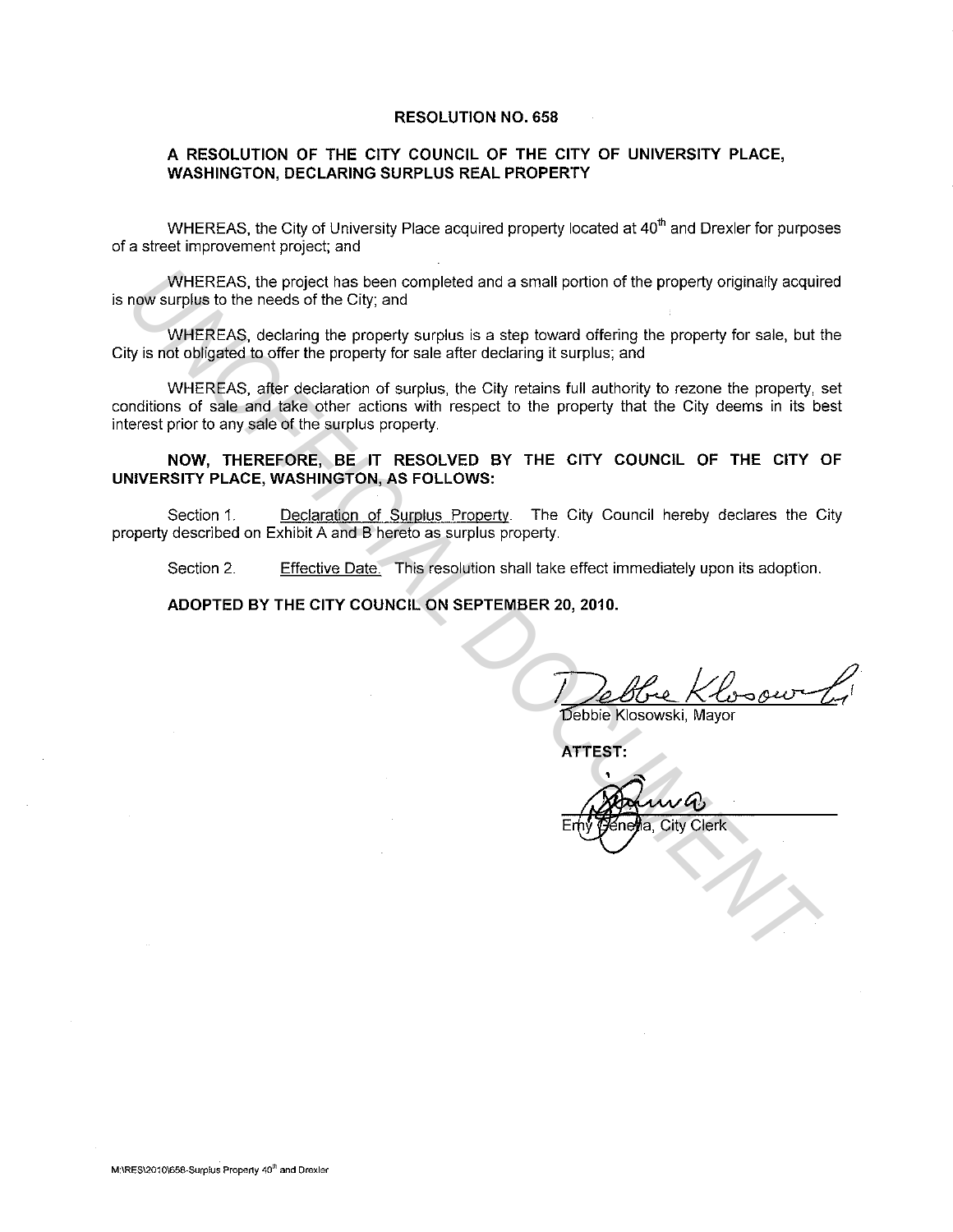# RESOLUTION NO. 658

## A RESOLUTION OF THE CITY COUNCIL OF THE CITY OF UNIVERSITY PLACE, WASHINGTON, DECLARING SURPLUS REAL PROPERTY

WHEREAS, the City of University Place acquired property located at 40th and Drexler for purposes of a street improvement project; and

WHEREAS, the project has been completed and a small portion of the property originally acquired is now surplus to the needs of the City; and

WHEREAS, declaring the property surplus is a step toward offering the property for sale, but the City is not obligated to offer the property for sale after declaring it surplus; and

WHEREAS, after declaration of surplus, the City retains full authority to rezone the property, set conditions of sale and take other actions with respect to the property that the City deems in its best interest prior to any sale of the surplus property.

**NOW, THEREFORE, BE IT RESOLVED BY THE CITY COUNCIL OF THE CITY OF UNIVERSITY PLACE, WASHINGTON, AS FOLLOWS:**

Section 1. Declaration of Surplus Property. The City Council hereby declares the City property described on Exhibit A and B hereto as surplus property.

Section 2. Effective Date. This resolution shall take effect immediately upon its adoption.

**ADOPTED BY THE CITY COUNCIL ON SEPTEMBER 20, 2010.**

Debbie Klosowski, Mayor

**ATTEST:**

Emy Genetia, City Clerk

M:\RES\2010\658-Surplus Property 40th and Drexler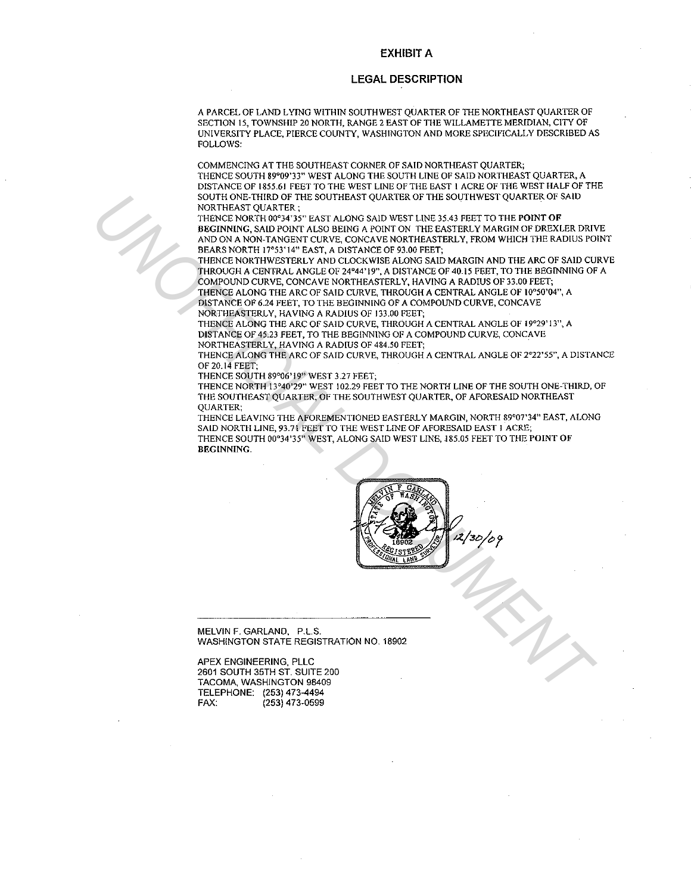# EXHIBIT A

## LEGAL DESCRIPTION

A PARCEL OF LAND LYING WITHIN SOUTHWEST QUARTER OF THE NORTHEAST QUARTER OF SECTION 15, TOWNSHIP 20 NORTH, RANGE 2 EAST OF THE WILLAMETTE MERIDIAN, CITY OF UNIVERSITY PLACE, PIERCE COUNTY, WASHINGTON AND MORE SPECIFICALLY DESCRIBED AS FOLLOWS:

COMMENCING AT THE SOUTHEAST CORNER OF SAID NORTHEAST QUARTER;
THENCE SOUTH 89°09'33" WEST ALONG THE SOUTH LINE OF SAID NORTHEAST QUARTER, A DISTANCE OF 1855.61 FEET TO THE WEST LINE OF THE EAST 1 ACRE OF THE WEST HALF OF THE SOUTH ONE-THIRD OF THE SOUTHEAST QUARTER OF THE SOUTHWEST QUARTER OF SAID NORTHEAST QUARTER ;
THENCE NORTH 00°34'35" EAST ALONG SAID WEST LINE 35.43 FEET TO THE **POINT OF BEGINNING**, SAID POINT ALSO BEING A POINT ON THE EASTERLY MARGIN OF DREXLER DRIVE AND ON A NON-TANGENT CURVE, CONCAVE NORTHEASTERLY, FROM WHICH THE RADIUS POINT BEARS NORTH 17°53'14" EAST, A DISTANCE OF 93.00 FEET;
THENCE NORTHWESTERLY AND CLOCKWISE ALONG SAID MARGIN AND THE ARC OF SAID CURVE THROUGH A CENTRAL ANGLE OF 24°44'19", A DISTANCE OF 40.15 FEET, TO THE BEGINNING OF A COMPOUND CURVE, CONCAVE NORTHEASTERLY, HAVING A RADIUS OF 33.00 FEET;
THENCE ALONG THE ARC OF SAID CURVE, THROUGH A CENTRAL ANGLE OF 10°50'04", A DISTANCE OF 6.24 FEET, TO THE BEGINNING OF A COMPOUND CURVE, CONCAVE NORTHEASTERLY, HAVING A RADIUS OF 133.00 FEET;
THENCE ALONG THE ARC OF SAID CURVE, THROUGH A CENTRAL ANGLE OF 19°29'13", A DISTANCE OF 45.23 FEET, TO THE BEGINNING OF A COMPOUND CURVE, CONCAVE NORTHEASTERLY, HAVING A RADIUS OF 484.50 FEET;
THENCE ALONG THE ARC OF SAID CURVE, THROUGH A CENTRAL ANGLE OF 2°22'55", A DISTANCE OF 20.14 FEET;
THENCE SOUTH 89°06'19" WEST 3.27 FEET;
THENCE NORTH 13°40'29" WEST 102.29 FEET TO THE NORTH LINE OF THE SOUTH ONE-THIRD, OF THE SOUTHEAST QUARTER, OF THE SOUTHWEST QUARTER, OF AFORESAID NORTHEAST QUARTER;
THENCE LEAVING THE AFOREMENTIONED EASTERLY MARGIN, NORTH 89°07'34" EAST, ALONG SAID NORTH LINE, 93.71 FEET TO THE WEST LINE OF AFORESAID EAST 1 ACRE;
THENCE SOUTH 00°34'35" WEST, ALONG SAID WEST LINE, 185.05 FEET TO THE **POINT OF BEGINNING**.

MELVIN F. GARLAND, STATE OF WASHINGTON, 18902, REGISTERED PROFESSIONAL LAND SURVEYOR

12/30/09

MELVIN F. GARLAND, P.L.S.
WASHINGTON STATE REGISTRATION NO. 18902

APEX ENGINEERING, PLLC
2601 SOUTH 35TH ST. SUITE 200
TACOMA, WASHINGTON 98409
TELEPHONE: (253) 473-4494
FAX: (253) 473-0599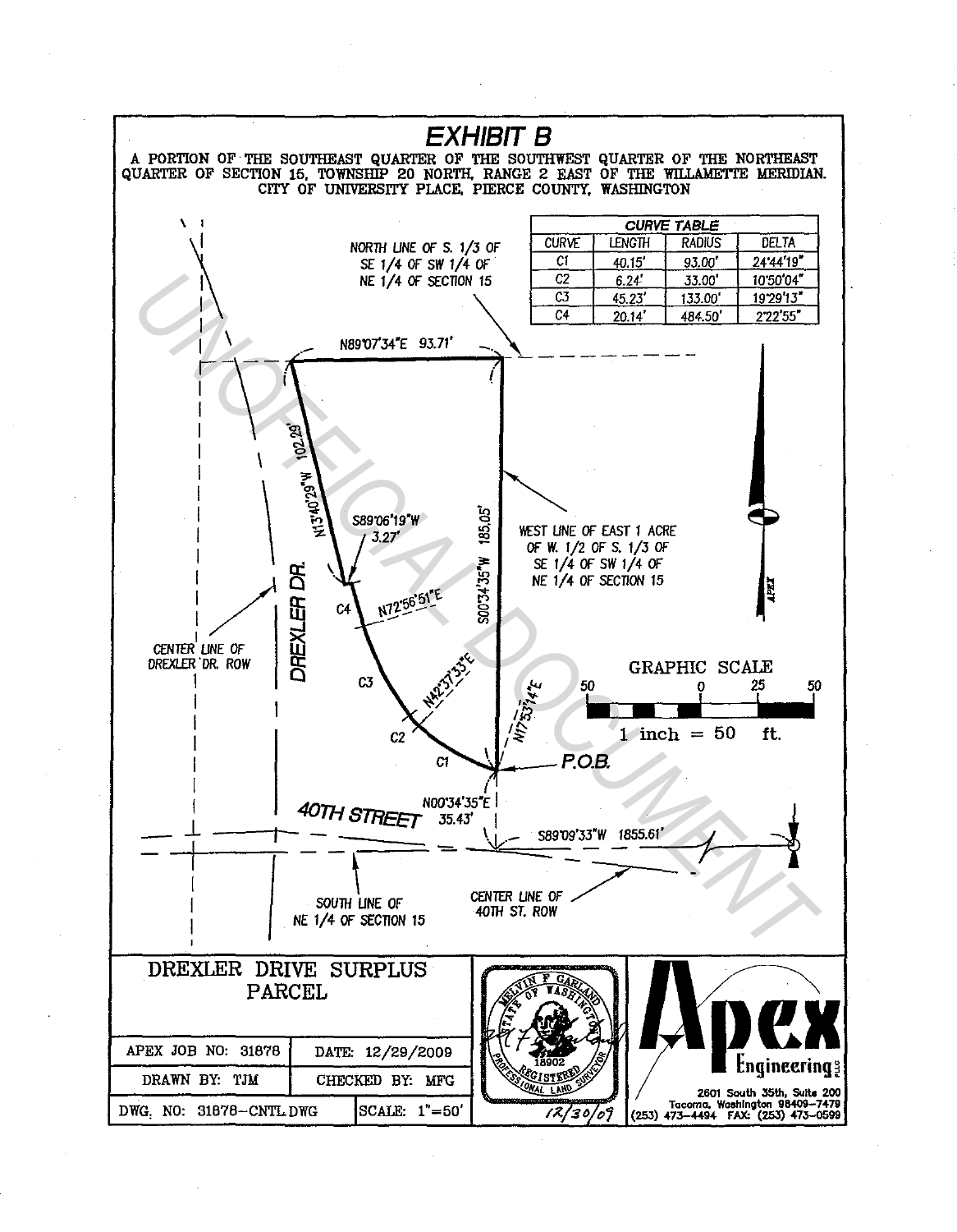# EXHIBIT B

A PORTION OF THE SOUTHEAST QUARTER OF THE SOUTHWEST QUARTER OF THE NORTHEAST QUARTER OF SECTION 15, TOWNSHIP 20 NORTH, RANGE 2 EAST OF THE WILLAMETTE MERIDIAN. CITY OF UNIVERSITY PLACE, PIERCE COUNTY, WASHINGTON

| CURVE TABLE | | | |
|---|---|---|---|
| CURVE | LENGTH | RADIUS | DELTA |
| C1 | 40.15' | 93.00' | 24°44'19" |
| C2 | 6.24' | 33.00' | 10°50'04" |
| C3 | 45.23' | 133.00' | 19°29'13" |
| C4 | 20.14' | 484.50' | 2°22'55" |

NORTH LINE OF S. 1/3 OF SE 1/4 OF SW 1/4 OF NE 1/4 OF SECTION 15

N89°07'34"E 93.71'

N13°40'29"W 102.29'

S89°06'19"W 3.27'

S00°34'35"W 185.05'

WEST LINE OF EAST 1 ACRE OF W. 1/2 OF S. 1/3 OF SE 1/4 OF SW 1/4 OF NE 1/4 OF SECTION 15

C4 N72°56'51"E

C3 N42°37'33"E

C2

C1

N17°53'14"E

P.O.B.

DREXLER DR.

CENTER LINE OF DREXLER DR. ROW

N00°34'35"E 35.43'

40TH STREET

S89°09'33"W 1855.61'

SOUTH LINE OF NE 1/4 OF SECTION 15

CENTER LINE OF 40TH ST. ROW

GRAPHIC SCALE 50 0 25 50

1 inch = 50 ft.

UNOFFICIAL DOCUMENT

DREXLER DRIVE SURPLUS PARCEL

| APEX JOB NO: 31878 | DATE: 12/29/2009 |
|---|---|
| DRAWN BY: TJM | CHECKED BY: MFG |
| DWG. NO: 31878-CNTL.DWG | SCALE: 1"=50' |

MELVIN F GARLAND, STATE OF WASHINGTON, 18902, REGISTERED PROFESSIONAL LAND SURVEYOR

12/30/09

Apex Engineering PLLC
2601 South 35th, Suite 200
Tacoma, Washington 98409-7479
(253) 473-4494 FAX: (253) 473-0599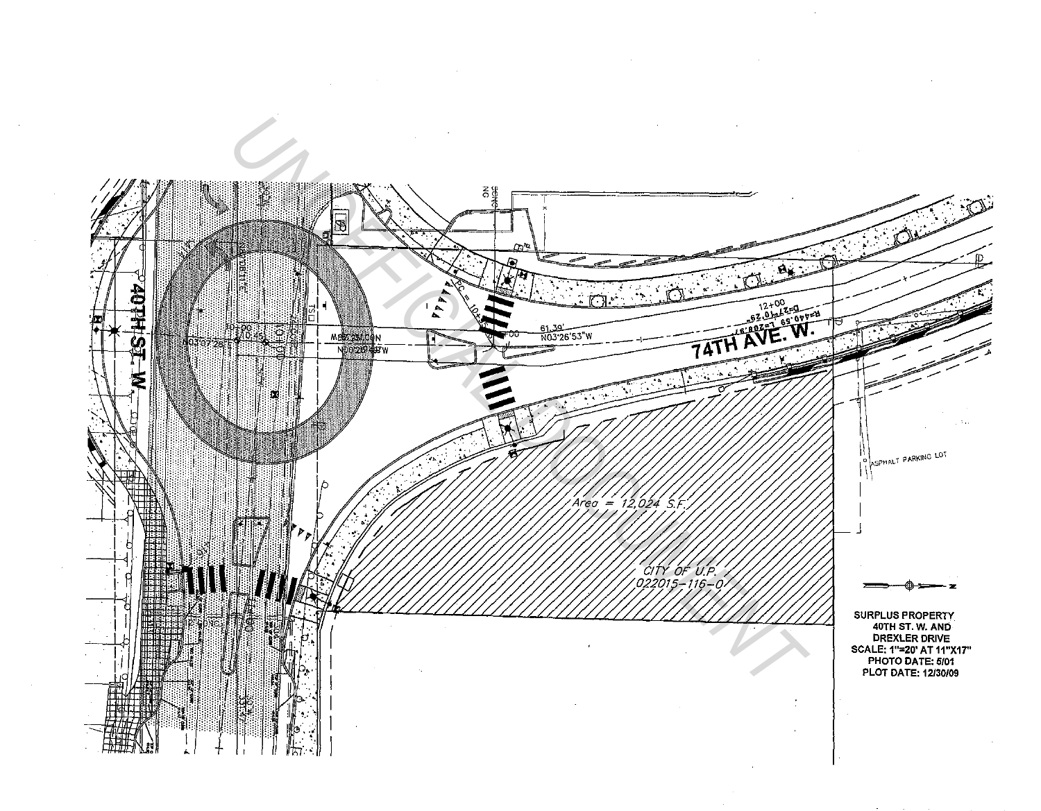40TH ST. W.

74TH AVE. W.

Area = 12,024 S.F.

CITY OF U.P.
022015-116-0

ASPHALT PARKING LOT

61.39'
N03°26'53"W

12+00
R=440.59 L=208.97
D=27°10'29"

N03°07'28"E

**SURPLUS PROPERTY
40TH ST. W. AND
DREXLER DRIVE
SCALE: 1"=20' AT 11"X17"
PHOTO DATE: 5/01
PLOT DATE: 12/30/09**

UNOFFICIAL DOCUMENT